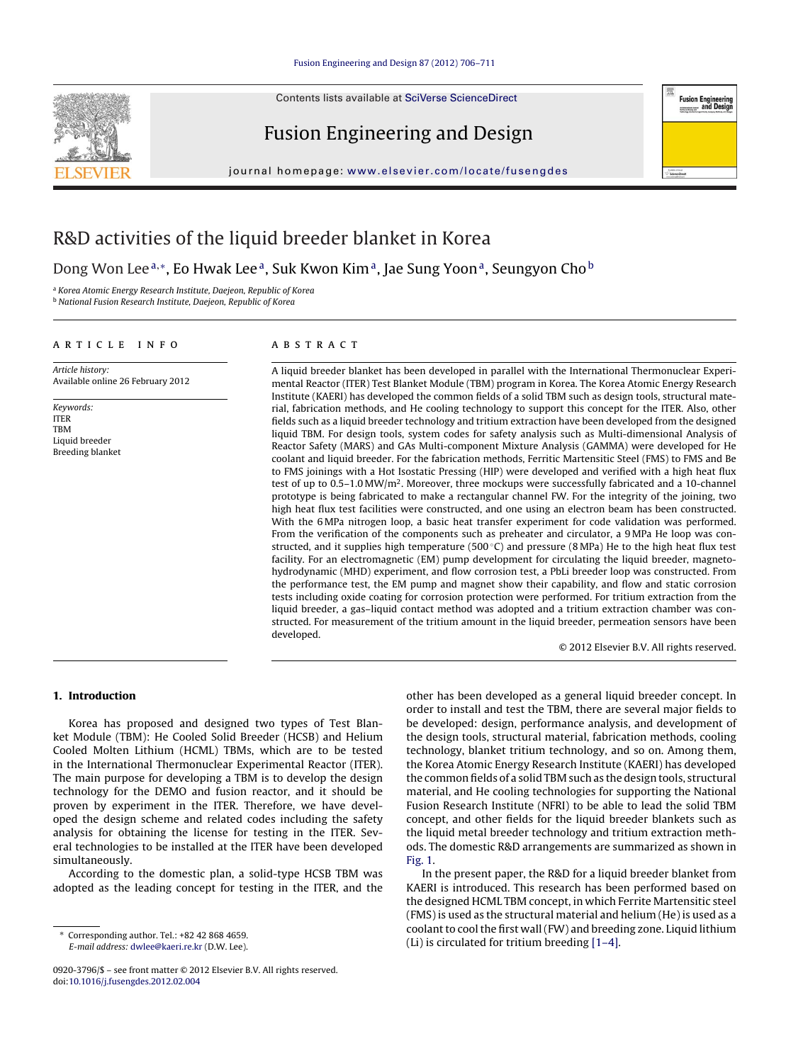# R&D activities of the liquid breeder blanket in Korea

Dong Won Lee[a,*], Eo Hwak Lee[a], Suk Kwon Kim[a], Jae Sung Yoon[a], Seungyon Cho[b]

[a] Korea Atomic Energy Research Institute, Daejeon, Republic of Korea
[b] National Fusion Research Institute, Daejeon, Republic of Korea

**ARTICLE INFO**

*Article history:*
Available online 26 February 2012

*Keywords:*
ITER
TBM
Liquid breeder
Breeding blanket

**ABSTRACT**

A liquid breeder blanket has been developed in parallel with the International Thermonuclear Experimental Reactor (ITER) Test Blanket Module (TBM) program in Korea. The Korea Atomic Energy Research Institute (KAERI) has developed the common fields of a solid TBM such as design tools, structural material, fabrication methods, and He cooling technology to support this concept for the ITER. Also, other fields such as a liquid breeder technology and tritium extraction have been developed from the designed liquid TBM. For design tools, system codes for safety analysis such as Multi-dimensional Analysis of Reactor Safety (MARS) and GAs Multi-component Mixture Analysis (GAMMA) were developed for He coolant and liquid breeder. For the fabrication methods, Ferritic Martensitic Steel (FMS) to FMS and Be to FMS joinings with a Hot Isostatic Pressing (HIP) were developed and verified with a high heat flux test of up to 0.5–1.0 MW/m$^2$. Moreover, three mockups were successfully fabricated and a 10-channel prototype is being fabricated to make a rectangular channel FW. For the integrity of the joining, two high heat flux test facilities were constructed, and one using an electron beam has been constructed. With the 6 MPa nitrogen loop, a basic heat transfer experiment for code validation was performed. From the verification of the components such as preheater and circulator, a 9 MPa He loop was constructed, and it supplies high temperature (500 °C) and pressure (8 MPa) He to the high heat flux test facility. For an electromagnetic (EM) pump development for circulating the liquid breeder, magneto-hydrodynamic (MHD) experiment, and flow corrosion test, a PbLi breeder loop was constructed. From the performance test, the EM pump and magnet show their capability, and flow and static corrosion tests including oxide coating for corrosion protection were performed. For tritium extraction from the liquid breeder, a gas–liquid contact method was adopted and a tritium extraction chamber was constructed. For measurement of the tritium amount in the liquid breeder, permeation sensors have been developed.

© 2012 Elsevier B.V. All rights reserved.

## 1. Introduction

Korea has proposed and designed two types of Test Blanket Module (TBM): He Cooled Solid Breeder (HCSB) and Helium Cooled Molten Lithium (HCML) TBMs, which are to be tested in the International Thermonuclear Experimental Reactor (ITER). The main purpose for developing a TBM is to develop the design technology for the DEMO and fusion reactor, and it should be proven by experiment in the ITER. Therefore, we have developed the design scheme and related codes including the safety analysis for obtaining the license for testing in the ITER. Several technologies to be installed at the ITER have been developed simultaneously.

According to the domestic plan, a solid-type HCSB TBM was adopted as the leading concept for testing in the ITER, and the other has been developed as a general liquid breeder concept. In order to install and test the TBM, there are several major fields to be developed: design, performance analysis, and development of the design tools, structural material, fabrication methods, cooling technology, blanket tritium technology, and so on. Among them, the Korea Atomic Energy Research Institute (KAERI) has developed the common fields of a solid TBM such as the design tools, structural material, and He cooling technologies for supporting the National Fusion Research Institute (NFRI) to be able to lead the solid TBM concept, and other fields for the liquid breeder blankets such as the liquid metal breeder technology and tritium extraction methods. The domestic R&D arrangements are summarized as shown in Fig. 1.

In the present paper, the R&D for a liquid breeder blanket from KAERI is introduced. This research has been performed based on the designed HCML TBM concept, in which Ferrite Martensitic steel (FMS) is used as the structural material and helium (He) is used as a coolant to cool the first wall (FW) and breeding zone. Liquid lithium (Li) is circulated for tritium breeding [1–4].

* Corresponding author. Tel.: +82 42 868 4659.
*E-mail address:* dwlee@kaeri.re.kr (D.W. Lee).

0920-3796/$ – see front matter © 2012 Elsevier B.V. All rights reserved.
doi:10.1016/j.fusengdes.2012.02.004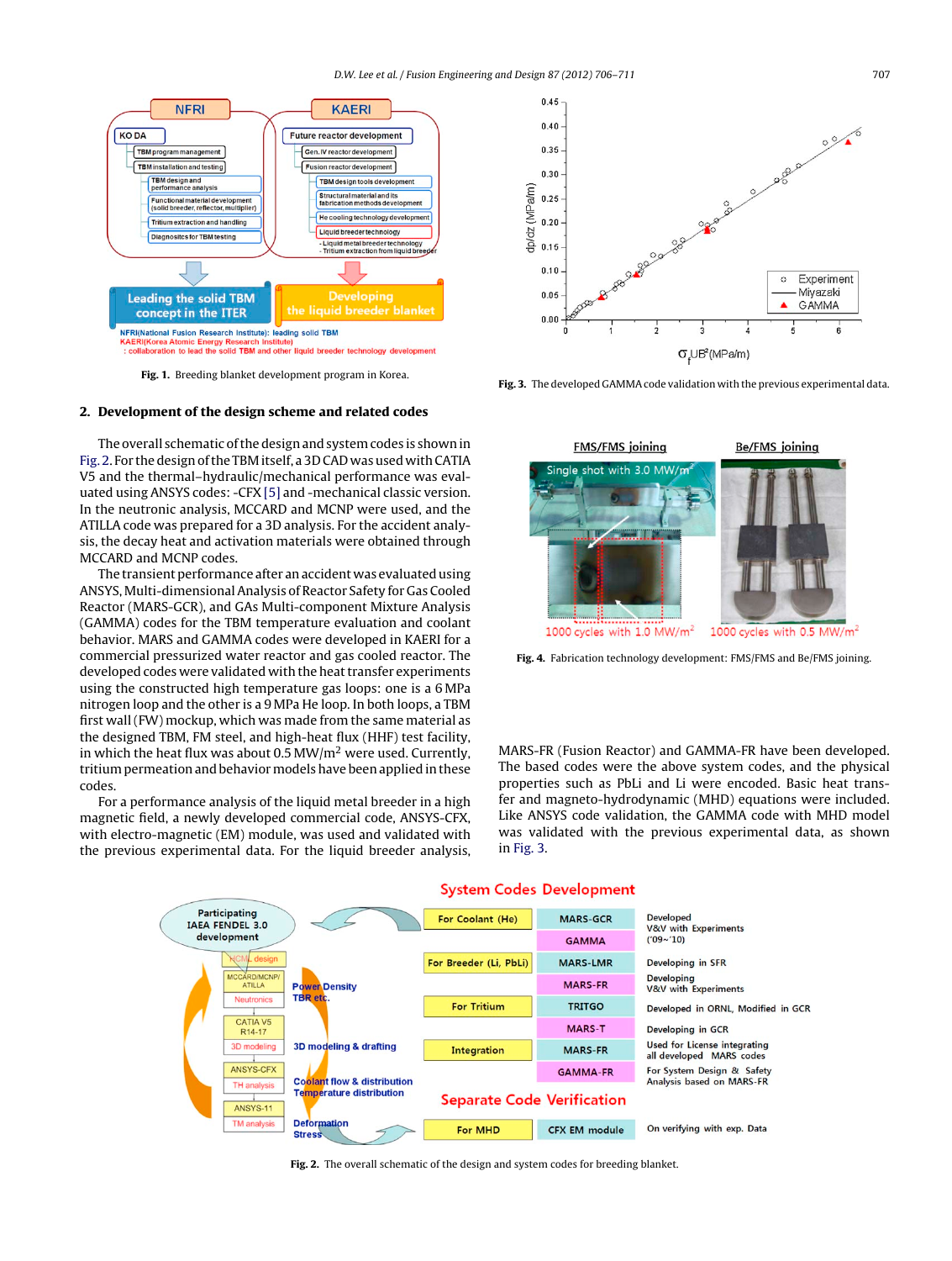Fig. 1. Breeding blanket development program in Korea.

Fig. 3. The developed GAMMA code validation with the previous experimental data.

## 2. Development of the design scheme and related codes

The overall schematic of the design and system codes is shown in Fig. 2. For the design of the TBM itself, a 3D CAD was used with CATIA V5 and the thermal–hydraulic/mechanical performance was evaluated using ANSYS codes: -CFX [5] and -mechanical classic version. In the neutronic analysis, MCCARD and MCNP were used, and the ATILLA code was prepared for a 3D analysis. For the accident analysis, the decay heat and activation materials were obtained through MCCARD and MCNP codes.

The transient performance after an accident was evaluated using ANSYS, Multi-dimensional Analysis of Reactor Safety for Gas Cooled Reactor (MARS-GCR), and GAs Multi-component Mixture Analysis (GAMMA) codes for the TBM temperature evaluation and coolant behavior. MARS and GAMMA codes were developed in KAERI for a commercial pressurized water reactor and gas cooled reactor. The developed codes were validated with the heat transfer experiments using the constructed high temperature gas loops: one is a 6 MPa nitrogen loop and the other is a 9 MPa He loop. In both loops, a TBM first wall (FW) mockup, which was made from the same material as the designed TBM, FM steel, and high-heat flux (HHF) test facility, in which the heat flux was about 0.5 MW/m$^2$ were used. Currently, tritium permeation and behavior models have been applied in these codes.

For a performance analysis of the liquid metal breeder in a high magnetic field, a newly developed commercial code, ANSYS-CFX, with electro-magnetic (EM) module, was used and validated with the previous experimental data. For the liquid breeder analysis, MARS-FR (Fusion Reactor) and GAMMA-FR have been developed. The based codes were the above system codes, and the physical properties such as PbLi and Li were encoded. Basic heat transfer and magneto-hydrodynamic (MHD) equations were included. Like ANSYS code validation, the GAMMA code with MHD model was validated with the previous experimental data, as shown in Fig. 3.

Fig. 4. Fabrication technology development: FMS/FMS and Be/FMS joining.

Fig. 2. The overall schematic of the design and system codes for breeding blanket.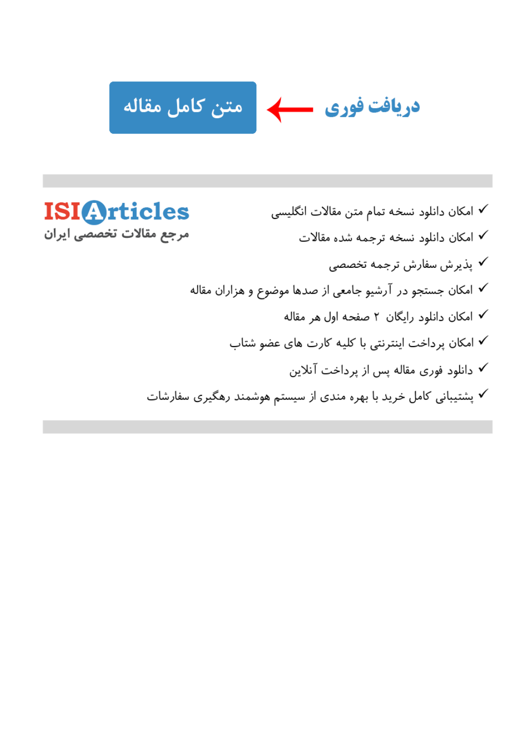دریافت فوری ← **متن کامل مقاله**

**ISIArticles**
مرجع مقالات تخصصی ایران

- ✓ امکان دانلود نسخه تمام متن مقالات انگلیسی
- ✓ امکان دانلود نسخه ترجمه شده مقالات
- ✓ پذیرش سفارش ترجمه تخصصی
- ✓ امکان جستجو در آرشیو جامعی از صدها موضوع و هزاران مقاله
- ✓ امکان دانلود رایگان ۲ صفحه اول هر مقاله
- ✓ امکان پرداخت اینترنتی با کلیه کارت های عضو شتاب
- ✓ دانلود فوری مقاله پس از پرداخت آنلاین
- ✓ پشتیبانی کامل خرید با بهره مندی از سیستم هوشمند رهگیری سفارشات